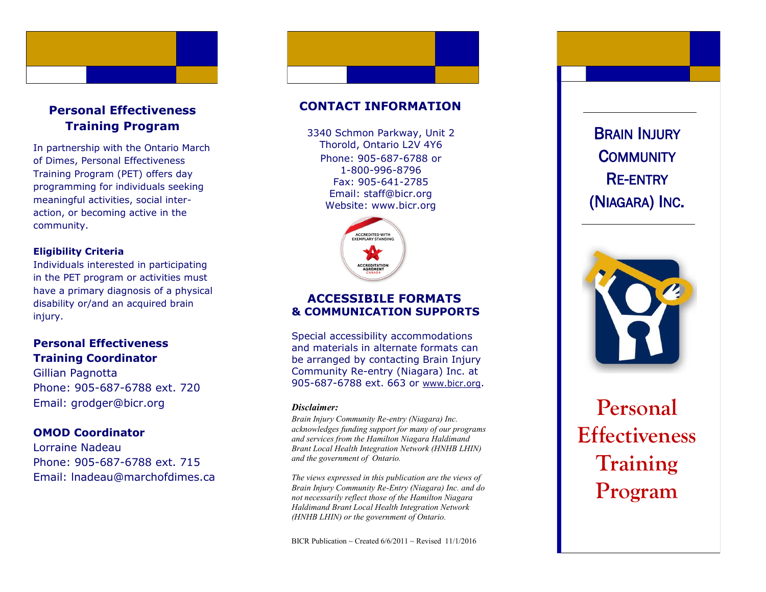## Personal Effectiveness Training Program

In partnership with the Ontario March of Dimes, Personal Effectiveness Training Program (PET) offers day programming for individuals seeking meaningful activities, social interaction, or becoming active in the community.

**Eligibility Criteria**

Individuals interested in participating in the PET program or activities must have a primary diagnosis of a physical disability or/and an acquired brain injury.

### Personal Effectiveness Training Coordinator

Gillian Pagnotta
Phone: 905-687-6788 ext. 720
Email: grodger@bicr.org

### OMOD Coordinator

Lorraine Nadeau
Phone: 905-687-6788 ext. 715
Email: lnadeau@marchofdimes.ca

## CONTACT INFORMATION

3340 Schmon Parkway, Unit 2
Thorold, Ontario L2V 4Y6
Phone: 905-687-6788 or
1-800-996-8796
Fax: 905-641-2785
Email: staff@bicr.org
Website: www.bicr.org

ACCREDITED WITH EXEMPLARY STANDING
ACCREDITATION AGRÉMENT CANADA

## ACCESSIBILE FORMATS & COMMUNICATION SUPPORTS

Special accessibility accommodations and materials in alternate formats can be arranged by contacting Brain Injury Community Re-entry (Niagara) Inc. at 905-687-6788 ext. 663 or www.bicr.org.

***Disclaimer:***

*Brain Injury Community Re-entry (Niagara) Inc. acknowledges funding support for many of our programs and services from the Hamilton Niagara Haldimand Brant Local Health Integration Network (HNHB LHIN) and the government of Ontario.*

*The views expressed in this publication are the views of Brain Injury Community Re-Entry (Niagara) Inc. and do not necessarily reflect those of the Hamilton Niagara Haldimand Brant Local Health Integration Network (HNHB LHIN) or the government of Ontario.*

BICR Publication ~ Created 6/6/2011 ~ Revised 11/1/2016

# Brain Injury Community Re-entry (Niagara) Inc.

# Personal Effectiveness Training Program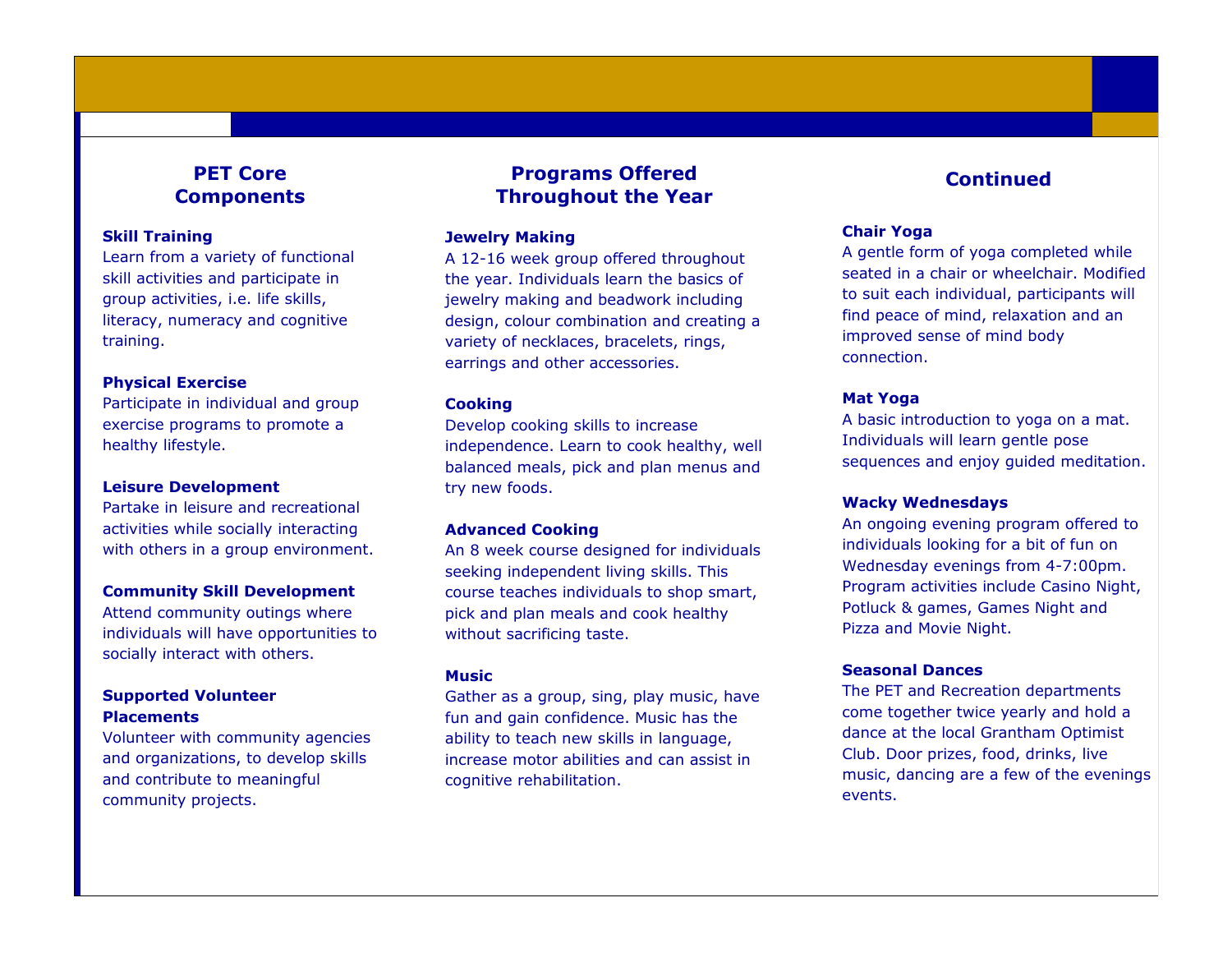## PET Core Components

**Skill Training**
Learn from a variety of functional skill activities and participate in group activities, i.e. life skills, literacy, numeracy and cognitive training.

**Physical Exercise**
Participate in individual and group exercise programs to promote a healthy lifestyle.

**Leisure Development**
Partake in leisure and recreational activities while socially interacting with others in a group environment.

**Community Skill Development**
Attend community outings where individuals will have opportunities to socially interact with others.

**Supported Volunteer Placements**
Volunteer with community agencies and organizations, to develop skills and contribute to meaningful community projects.

## Programs Offered Throughout the Year

**Jewelry Making**
A 12-16 week group offered throughout the year. Individuals learn the basics of jewelry making and beadwork including design, colour combination and creating a variety of necklaces, bracelets, rings, earrings and other accessories.

**Cooking**
Develop cooking skills to increase independence. Learn to cook healthy, well balanced meals, pick and plan menus and try new foods.

**Advanced Cooking**
An 8 week course designed for individuals seeking independent living skills. This course teaches individuals to shop smart, pick and plan meals and cook healthy without sacrificing taste.

**Music**
Gather as a group, sing, play music, have fun and gain confidence. Music has the ability to teach new skills in language, increase motor abilities and can assist in cognitive rehabilitation.

## Continued

**Chair Yoga**
A gentle form of yoga completed while seated in a chair or wheelchair. Modified to suit each individual, participants will find peace of mind, relaxation and an improved sense of mind body connection.

**Mat Yoga**
A basic introduction to yoga on a mat. Individuals will learn gentle pose sequences and enjoy guided meditation.

**Wacky Wednesdays**
An ongoing evening program offered to individuals looking for a bit of fun on Wednesday evenings from 4-7:00pm. Program activities include Casino Night, Potluck & games, Games Night and Pizza and Movie Night.

**Seasonal Dances**
The PET and Recreation departments come together twice yearly and hold a dance at the local Grantham Optimist Club. Door prizes, food, drinks, live music, dancing are a few of the evenings events.